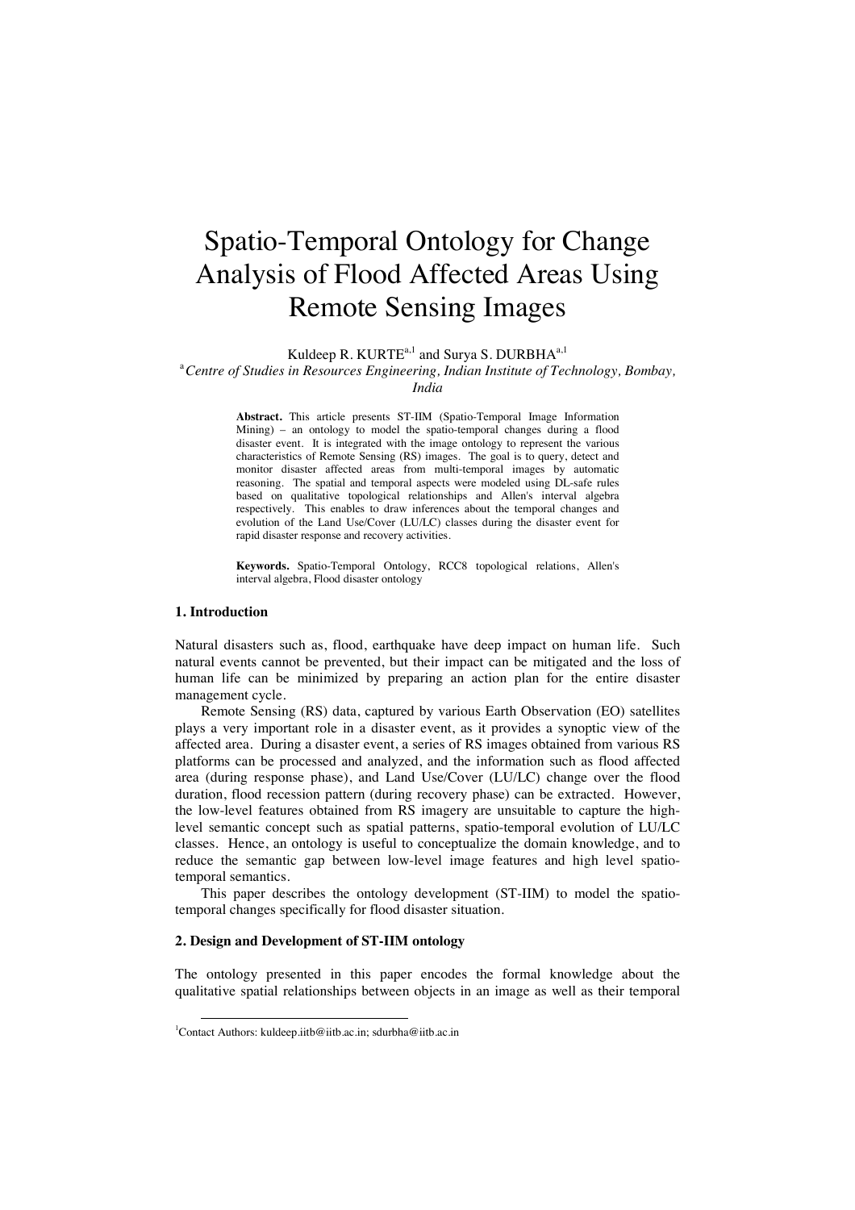# Spatio-Temporal Ontology for Change Analysis of Flood Affected Areas Using Remote Sensing Images

Kuldeep R. KURTE[a,1] and Surya S. DURBHA[a,1]

[a] *Centre of Studies in Resources Engineering, Indian Institute of Technology, Bombay, India*

**Abstract.** This article presents ST-IIM (Spatio-Temporal Image Information Mining) – an ontology to model the spatio-temporal changes during a flood disaster event. It is integrated with the image ontology to represent the various characteristics of Remote Sensing (RS) images. The goal is to query, detect and monitor disaster affected areas from multi-temporal images by automatic reasoning. The spatial and temporal aspects were modeled using DL-safe rules based on qualitative topological relationships and Allen's interval algebra respectively. This enables to draw inferences about the temporal changes and evolution of the Land Use/Cover (LU/LC) classes during the disaster event for rapid disaster response and recovery activities.

**Keywords.** Spatio-Temporal Ontology, RCC8 topological relations, Allen's interval algebra, Flood disaster ontology

## 1. Introduction

Natural disasters such as, flood, earthquake have deep impact on human life. Such natural events cannot be prevented, but their impact can be mitigated and the loss of human life can be minimized by preparing an action plan for the entire disaster management cycle.

Remote Sensing (RS) data, captured by various Earth Observation (EO) satellites plays a very important role in a disaster event, as it provides a synoptic view of the affected area. During a disaster event, a series of RS images obtained from various RS platforms can be processed and analyzed, and the information such as flood affected area (during response phase), and Land Use/Cover (LU/LC) change over the flood duration, flood recession pattern (during recovery phase) can be extracted. However, the low-level features obtained from RS imagery are unsuitable to capture the high-level semantic concept such as spatial patterns, spatio-temporal evolution of LU/LC classes. Hence, an ontology is useful to conceptualize the domain knowledge, and to reduce the semantic gap between low-level image features and high level spatio-temporal semantics.

This paper describes the ontology development (ST-IIM) to model the spatio-temporal changes specifically for flood disaster situation.

## 2. Design and Development of ST-IIM ontology

The ontology presented in this paper encodes the formal knowledge about the qualitative spatial relationships between objects in an image as well as their temporal

[1] Contact Authors: kuldeep.iitb@iitb.ac.in; sdurbha@iitb.ac.in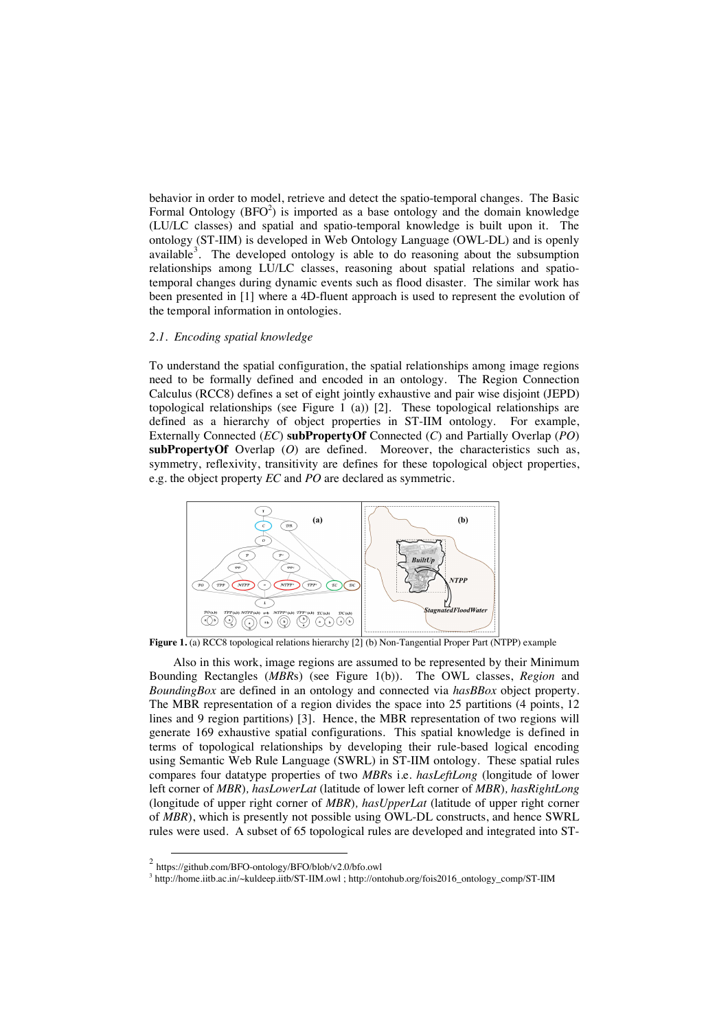behavior in order to model, retrieve and detect the spatio-temporal changes. The Basic Formal Ontology (BFO[2]) is imported as a base ontology and the domain knowledge (LU/LC classes) and spatial and spatio-temporal knowledge is built upon it. The ontology (ST-IIM) is developed in Web Ontology Language (OWL-DL) and is openly available[3]. The developed ontology is able to do reasoning about the subsumption relationships among LU/LC classes, reasoning about spatial relations and spatio-temporal changes during dynamic events such as flood disaster. The similar work has been presented in [1] where a 4D-fluent approach is used to represent the evolution of the temporal information in ontologies.

### *2.1. Encoding spatial knowledge*

To understand the spatial configuration, the spatial relationships among image regions need to be formally defined and encoded in an ontology. The Region Connection Calculus (RCC8) defines a set of eight jointly exhaustive and pair wise disjoint (JEPD) topological relationships (see Figure 1 (a)) [2]. These topological relationships are defined as a hierarchy of object properties in ST-IIM ontology. For example, Externally Connected (*EC*) **subPropertyOf** Connected (*C*) and Partially Overlap (*PO*) **subPropertyOf** Overlap (*O*) are defined. Moreover, the characteristics such as, symmetry, reflexivity, transitivity are defines for these topological object properties, e.g. the object property *EC* and *PO* are declared as symmetric.

**Figure 1.** (a) RCC8 topological relations hierarchy [2] (b) Non-Tangential Proper Part (NTPP) example

Also in this work, image regions are assumed to be represented by their Minimum Bounding Rectangles (*MBR*s) (see Figure 1(b)). The OWL classes, *Region* and *BoundingBox* are defined in an ontology and connected via *hasBBox* object property. The MBR representation of a region divides the space into 25 partitions (4 points, 12 lines and 9 region partitions) [3]. Hence, the MBR representation of two regions will generate 169 exhaustive spatial configurations. This spatial knowledge is defined in terms of topological relationships by developing their rule-based logical encoding using Semantic Web Rule Language (SWRL) in ST-IIM ontology. These spatial rules compares four datatype properties of two *MBR*s i.e. *hasLeftLong* (longitude of lower left corner of *MBR*)*, hasLowerLat* (latitude of lower left corner of *MBR*)*, hasRightLong* (longitude of upper right corner of *MBR*)*, hasUpperLat* (latitude of upper right corner of *MBR*), which is presently not possible using OWL-DL constructs, and hence SWRL rules were used. A subset of 65 topological rules are developed and integrated into ST-

[2] https://github.com/BFO-ontology/BFO/blob/v2.0/bfo.owl

[3] http://home.iitb.ac.in/~kuldeep.iitb/ST-IIM.owl ; http://ontohub.org/fois2016_ontology_comp/ST-IIM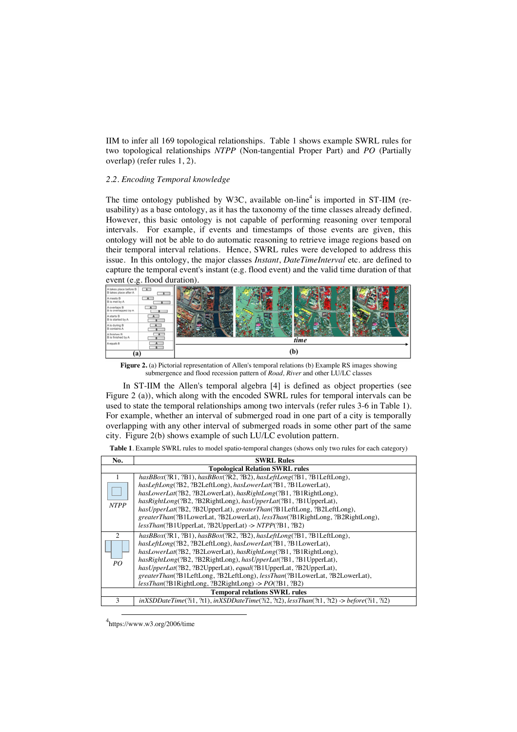IIM to infer all 169 topological relationships. Table 1 shows example SWRL rules for two topological relationships *NTPP* (Non-tangential Proper Part) and *PO* (Partially overlap) (refer rules 1, 2).

### *2.2. Encoding Temporal knowledge*

The time ontology published by W3C, available on-line[4] is imported in ST-IIM (re-usability) as a base ontology, as it has the taxonomy of the time classes already defined. However, this basic ontology is not capable of performing reasoning over temporal intervals. For example, if events and timestamps of those events are given, this ontology will not be able to do automatic reasoning to retrieve image regions based on their temporal interval relations. Hence, SWRL rules were developed to address this issue. In this ontology, the major classes *Instant*, *DateTimeInterval* etc. are defined to capture the temporal event's instant (e.g. flood event) and the valid time duration of that event (e.g. flood duration).

**Figure 2.** (a) Pictorial representation of Allen's temporal relations (b) Example RS images showing submergence and flood recession pattern of *Road, River* and other LU/LC classes

In ST-IIM the Allen's temporal algebra [4] is defined as object properties (see Figure 2 (a)), which along with the encoded SWRL rules for temporal intervals can be used to state the temporal relationships among two intervals (refer rules 3-6 in Table 1). For example, whether an interval of submerged road in one part of a city is temporally overlapping with any other interval of submerged roads in some other part of the same city. Figure 2(b) shows example of such LU/LC evolution pattern.

**Table 1**. Example SWRL rules to model spatio-temporal changes (shows only two rules for each category)

| No. | SWRL Rules |
|---|---|
| | **Topological Relation SWRL rules** |
| 1 *NTPP* | *hasBBox*(?R1, ?B1), *hasBBox*(?R2, ?B2), *hasLeftLong*(?B1, ?B1LeftLong), *hasLeftLong*(?B2, ?B2LeftLong), *hasLowerLat*(?B1, ?B1LowerLat), *hasLowerLat*(?B2, ?B2LowerLat), *hasRightLong*(?B1, ?B1RightLong), *hasRightLong*(?B2, ?B2RightLong), *hasUpperLat*(?B1, ?B1UpperLat), *hasUpperLat*(?B2, ?B2UpperLat), *greaterThan*(?B1LeftLong, ?B2LeftLong), *greaterThan*(?B1LowerLat, ?B2LowerLat), *lessThan*(?B1RightLong, ?B2RightLong), *lessThan*(?B1UpperLat, ?B2UpperLat) -> *NTPP*(?B1, ?B2) |
| 2 *PO* | *hasBBox*(?R1, ?B1), *hasBBox*(?R2, ?B2), *hasLeftLong*(?B1, ?B1LeftLong), *hasLeftLong*(?B2, ?B2LeftLong), *hasLowerLat*(?B1, ?B1LowerLat), *hasLowerLat*(?B2, ?B2LowerLat), *hasRightLong*(?B1, ?B1RightLong), *hasRightLong*(?B2, ?B2RightLong), *hasUpperLat*(?B1, ?B1UpperLat), *hasUpperLat*(?B2, ?B2UpperLat), *equal*(?B1UpperLat, ?B2UpperLat), *greaterThan*(?B1LeftLong, ?B2LeftLong), *lessThan*(?B1LowerLat, ?B2LowerLat), *lessThan*(?B1RightLong, ?B2RightLong) -> *PO*(?B1, ?B2) |
| | **Temporal relations SWRL rules** |
| 3 | *inXSDDateTime*(?i1, ?t1), *inXSDDateTime*(?i2, ?t2), *lessThan*(?t1, ?t2) -> *before*(?i1, ?i2) |

[4]https://www.w3.org/2006/time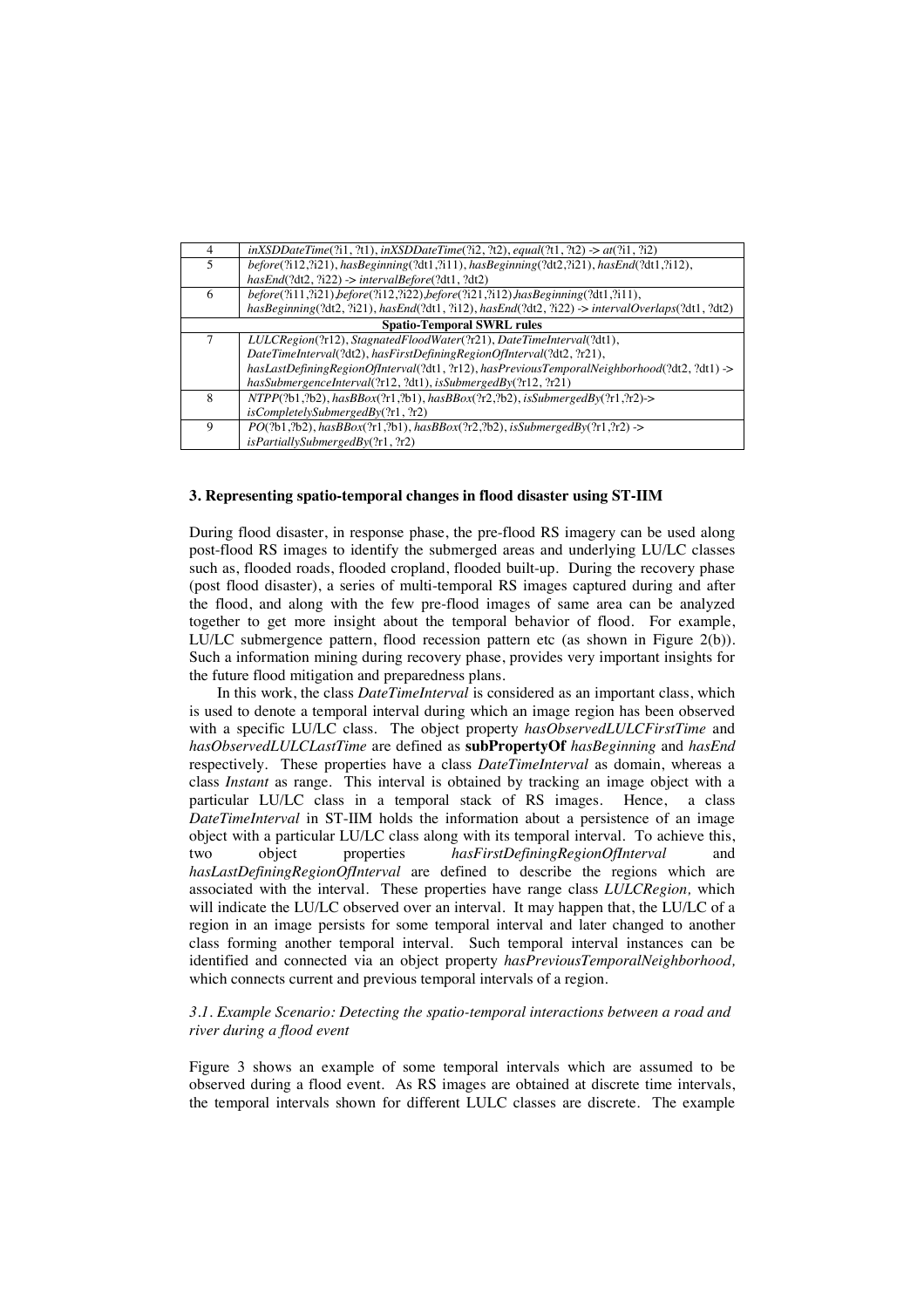| 4 | *inXSDDateTime*(?i1, ?t1), *inXSDDateTime*(?i2, ?t2), *equal*(?t1, ?t2) -> *at*(?i1, ?i2) |
|---|---|
| 5 | *before*(?i12,?i21), *hasBeginning*(?dt1,?i11), *hasBeginning*(?dt2,?i21), *hasEnd*(?dt1,?i12), *hasEnd*(?dt2, ?i22) -> *intervalBefore*(?dt1, ?dt2) |
| 6 | *before*(?i11,?i21),*before*(?i12,?i22),*before*(?i21,?i12),*hasBeginning*(?dt1,?i11), *hasBeginning*(?dt2, ?i21), *hasEnd*(?dt1, ?i12), *hasEnd*(?dt2, ?i22) -> *intervalOverlaps*(?dt1, ?dt2) |
| | **Spatio-Temporal SWRL rules** |
| 7 | *LULCRegion*(?r12), *StagnatedFloodWater*(?r21), *DateTimeInterval*(?dt1), *DateTimeInterval*(?dt2), *hasFirstDefiningRegionOfInterval*(?dt2, ?r21), *hasLastDefiningRegionOfInterval*(?dt1, ?r12), *hasPreviousTemporalNeighborhood*(?dt2, ?dt1) -> *hasSubmergenceInterval*(?r12, ?dt1), *isSubmergedBy*(?r12, ?r21) |
| 8 | *NTPP*(?b1,?b2), *hasBBox*(?r1,?b1), *hasBBox*(?r2,?b2), *isSubmergedBy*(?r1,?r2)-> *isCompletelySubmergedBy*(?r1, ?r2) |
| 9 | *PO*(?b1,?b2), *hasBBox*(?r1,?b1), *hasBBox*(?r2,?b2), *isSubmergedBy*(?r1,?r2) -> *isPartiallySubmergedBy*(?r1, ?r2) |

### 3. Representing spatio-temporal changes in flood disaster using ST-IIM

During flood disaster, in response phase, the pre-flood RS imagery can be used along post-flood RS images to identify the submerged areas and underlying LU/LC classes such as, flooded roads, flooded cropland, flooded built-up. During the recovery phase (post flood disaster), a series of multi-temporal RS images captured during and after the flood, and along with the few pre-flood images of same area can be analyzed together to get more insight about the temporal behavior of flood. For example, LU/LC submergence pattern, flood recession pattern etc (as shown in Figure 2(b)). Such a information mining during recovery phase, provides very important insights for the future flood mitigation and preparedness plans.

In this work, the class *DateTimeInterval* is considered as an important class, which is used to denote a temporal interval during which an image region has been observed with a specific LU/LC class. The object property *hasObservedLULCFirstTime* and *hasObservedLULCLastTime* are defined as **subPropertyOf** *hasBeginning* and *hasEnd* respectively. These properties have a class *DateTimeInterval* as domain, whereas a class *Instant* as range. This interval is obtained by tracking an image object with a particular LU/LC class in a temporal stack of RS images. Hence, a class *DateTimeInterval* in ST-IIM holds the information about a persistence of an image object with a particular LU/LC class along with its temporal interval. To achieve this, two object properties *hasFirstDefiningRegionOfInterval* and *hasLastDefiningRegionOfInterval* are defined to describe the regions which are associated with the interval. These properties have range class *LULCRegion,* which will indicate the LU/LC observed over an interval. It may happen that, the LU/LC of a region in an image persists for some temporal interval and later changed to another class forming another temporal interval. Such temporal interval instances can be identified and connected via an object property *hasPreviousTemporalNeighborhood,* which connects current and previous temporal intervals of a region.

#### *3.1. Example Scenario: Detecting the spatio-temporal interactions between a road and river during a flood event*

Figure 3 shows an example of some temporal intervals which are assumed to be observed during a flood event. As RS images are obtained at discrete time intervals, the temporal intervals shown for different LULC classes are discrete. The example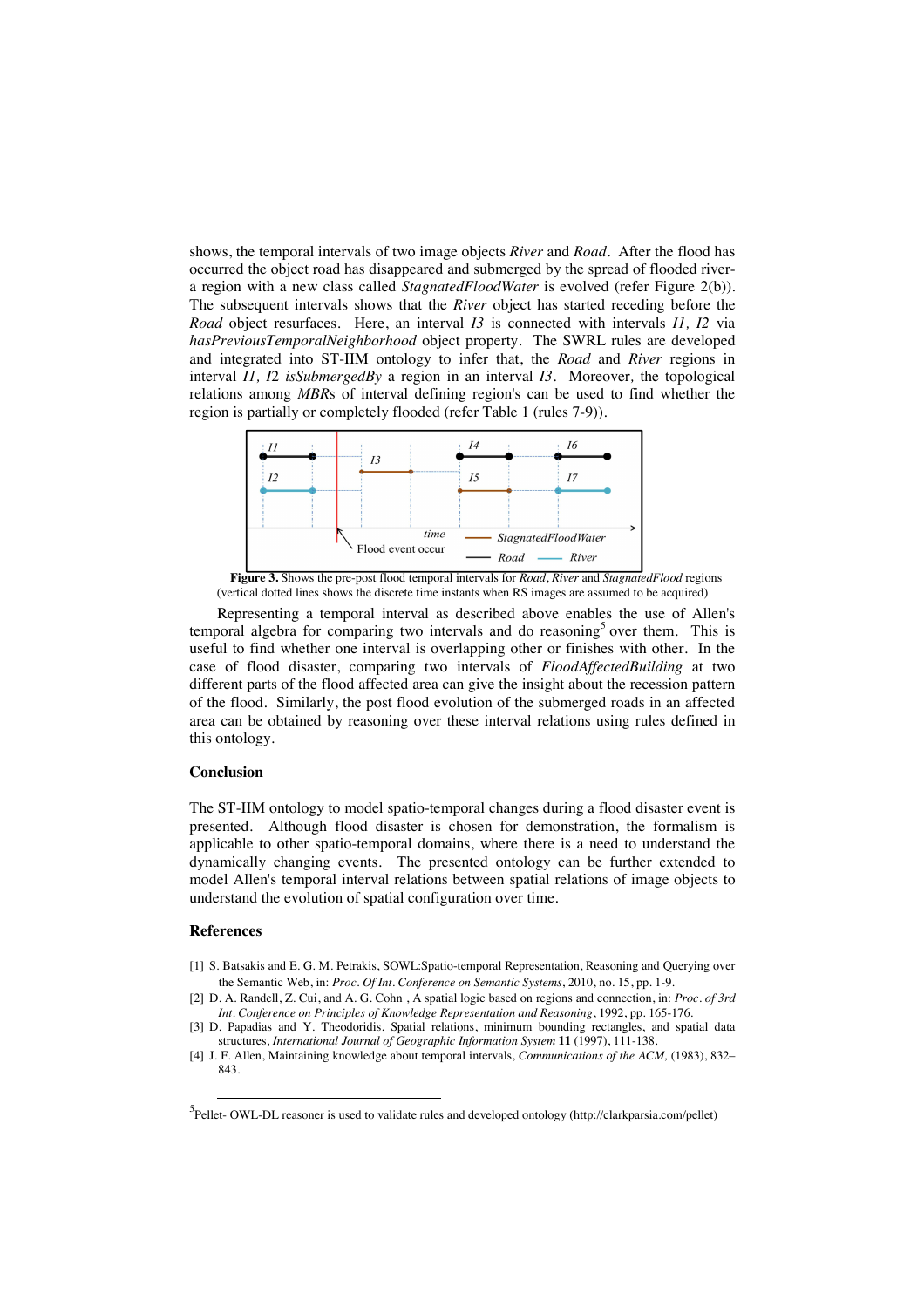shows, the temporal intervals of two image objects *River* and *Road*. After the flood has occurred the object road has disappeared and submerged by the spread of flooded river- a region with a new class called *StagnatedFloodWater* is evolved (refer Figure 2(b)). The subsequent intervals shows that the *River* object has started receding before the *Road* object resurfaces. Here, an interval *I3* is connected with intervals *I1, I2* via *hasPreviousTemporalNeighborhood* object property. The SWRL rules are developed and integrated into ST-IIM ontology to infer that, the *Road* and *River* regions in interval *I1, I2 isSubmergedBy* a region in an interval *I3*. Moreover, the topological relations among *MBR*s of interval defining region's can be used to find whether the region is partially or completely flooded (refer Table 1 (rules 7-9)).

I1
I2
I3
I4
I5
I6
I7
time
Flood event occur
StagnatedFloodWater
Road
River

**Figure 3.** Shows the pre-post flood temporal intervals for *Road*, *River* and *StagnatedFlood* regions (vertical dotted lines shows the discrete time instants when RS images are assumed to be acquired)

Representing a temporal interval as described above enables the use of Allen's temporal algebra for comparing two intervals and do reasoning[5] over them. This is useful to find whether one interval is overlapping other or finishes with other. In the case of flood disaster, comparing two intervals of *FloodAffectedBuilding* at two different parts of the flood affected area can give the insight about the recession pattern of the flood. Similarly, the post flood evolution of the submerged roads in an affected area can be obtained by reasoning over these interval relations using rules defined in this ontology.

## Conclusion

The ST-IIM ontology to model spatio-temporal changes during a flood disaster event is presented. Although flood disaster is chosen for demonstration, the formalism is applicable to other spatio-temporal domains, where there is a need to understand the dynamically changing events. The presented ontology can be further extended to model Allen's temporal interval relations between spatial relations of image objects to understand the evolution of spatial configuration over time.

## References

[1] S. Batsakis and E. G. M. Petrakis, SOWL:Spatio-temporal Representation, Reasoning and Querying over the Semantic Web, in: *Proc. Of Int. Conference on Semantic Systems*, 2010, no. 15, pp. 1-9.

[2] D. A. Randell, Z. Cui, and A. G. Cohn , A spatial logic based on regions and connection, in: *Proc. of 3rd Int. Conference on Principles of Knowledge Representation and Reasoning*, 1992, pp. 165-176.

[3] D. Papadias and Y. Theodoridis, Spatial relations, minimum bounding rectangles, and spatial data structures, *International Journal of Geographic Information System* **11** (1997), 111-138.

[4] J. F. Allen, Maintaining knowledge about temporal intervals, *Communications of the ACM,* (1983), 832–843.

---

[5] Pellet- OWL-DL reasoner is used to validate rules and developed ontology (http://clarkparsia.com/pellet)